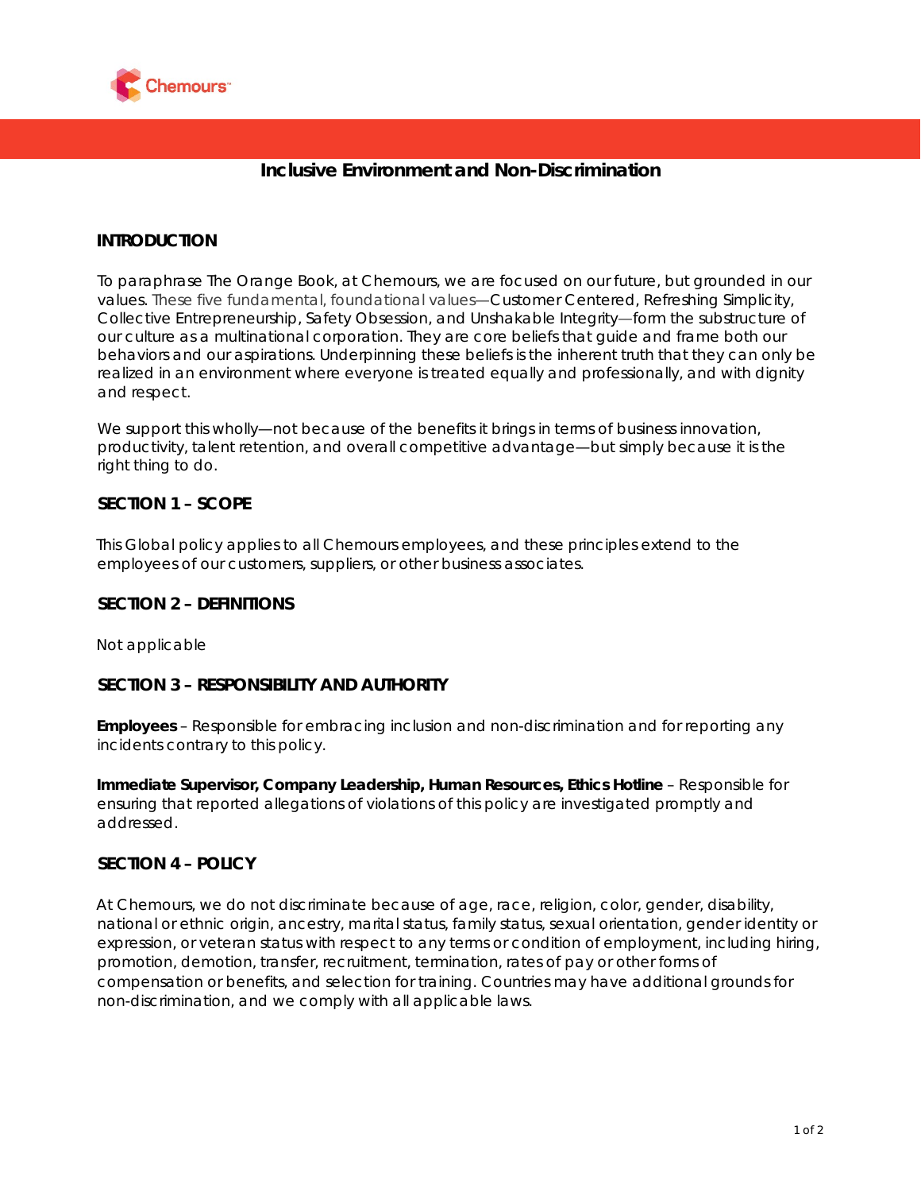# Inclusive Environment and Non-Discrimination

## INTRODUCTION

To paraphrase The Orange Book, at Chemours, we are focused on our future, but grounded in our values. These five fundamental, foundational values—Customer Centered, Refreshing Simplicity, Collective Entrepreneurship, Safety Obsession, and Unshakable Integrity—form the substructure of our culture as a multinational corporation. They are core beliefs that guide and frame both our behaviors and our aspirations. Underpinning these beliefs is the inherent truth that they can only be realized in an environment where everyone is treated equally and professionally, and with dignity and respect.

We support this wholly—not because of the benefits it brings in terms of business innovation, productivity, talent retention, and overall competitive advantage—but simply because it is the right thing to do.

## SECTION 1 – SCOPE

This Global policy applies to all Chemours employees, and these principles extend to the employees of our customers, suppliers, or other business associates.

## SECTION 2 – DEFINITIONS

Not applicable

## SECTION 3 – RESPONSIBILITY AND AUTHORITY

**Employees** – Responsible for embracing inclusion and non-discrimination and for reporting any incidents contrary to this policy.

**Immediate Supervisor, Company Leadership, Human Resources, Ethics Hotline** – Responsible for ensuring that reported allegations of violations of this policy are investigated promptly and addressed.

## SECTION 4 – POLICY

At Chemours, we do not discriminate because of age, race, religion, color, gender, disability, national or ethnic origin, ancestry, marital status, family status, sexual orientation, gender identity or expression, or veteran status with respect to any terms or condition of employment, including hiring, promotion, demotion, transfer, recruitment, termination, rates of pay or other forms of compensation or benefits, and selection for training. Countries may have additional grounds for non-discrimination, and we comply with all applicable laws.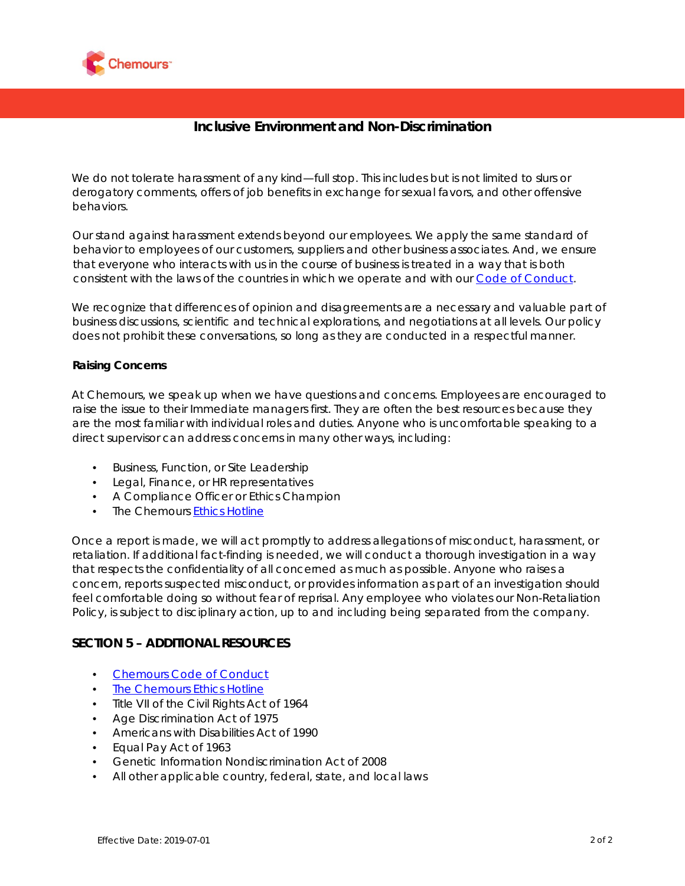## Inclusive Environment and Non-Discrimination

We do not tolerate harassment of any kind—full stop. This includes but is not limited to slurs or derogatory comments, offers of job benefits in exchange for sexual favors, and other offensive behaviors.

Our stand against harassment extends beyond our employees. We apply the same standard of behavior to employees of our customers, suppliers and other business associates. And, we ensure that everyone who interacts with us in the course of business is treated in a way that is both consistent with the laws of the countries in which we operate and with our Code of Conduct.

We recognize that differences of opinion and disagreements are a necessary and valuable part of business discussions, scientific and technical explorations, and negotiations at all levels. Our policy does not prohibit these conversations, so long as they are conducted in a respectful manner.

**Raising Concerns**

At Chemours, we speak up when we have questions and concerns. Employees are encouraged to raise the issue to their Immediate managers first. They are often the best resources because they are the most familiar with individual roles and duties. Anyone who is uncomfortable speaking to a direct supervisor can address concerns in many other ways, including:

- Business, Function, or Site Leadership
- Legal, Finance, or HR representatives
- A Compliance Officer or Ethics Champion
- The Chemours Ethics Hotline

Once a report is made, we will act promptly to address allegations of misconduct, harassment, or retaliation. If additional fact-finding is needed, we will conduct a thorough investigation in a way that respects the confidentiality of all concerned as much as possible. Anyone who raises a concern, reports suspected misconduct, or provides information as part of an investigation should feel comfortable doing so without fear of reprisal. Any employee who violates our Non-Retaliation Policy, is subject to disciplinary action, up to and including being separated from the company.

### SECTION 5 – ADDITIONAL RESOURCES

- Chemours Code of Conduct
- The Chemours Ethics Hotline
- Title VII of the Civil Rights Act of 1964
- Age Discrimination Act of 1975
- Americans with Disabilities Act of 1990
- Equal Pay Act of 1963
- Genetic Information Nondiscrimination Act of 2008
- All other applicable country, federal, state, and local laws

Effective Date: 2019-07-01